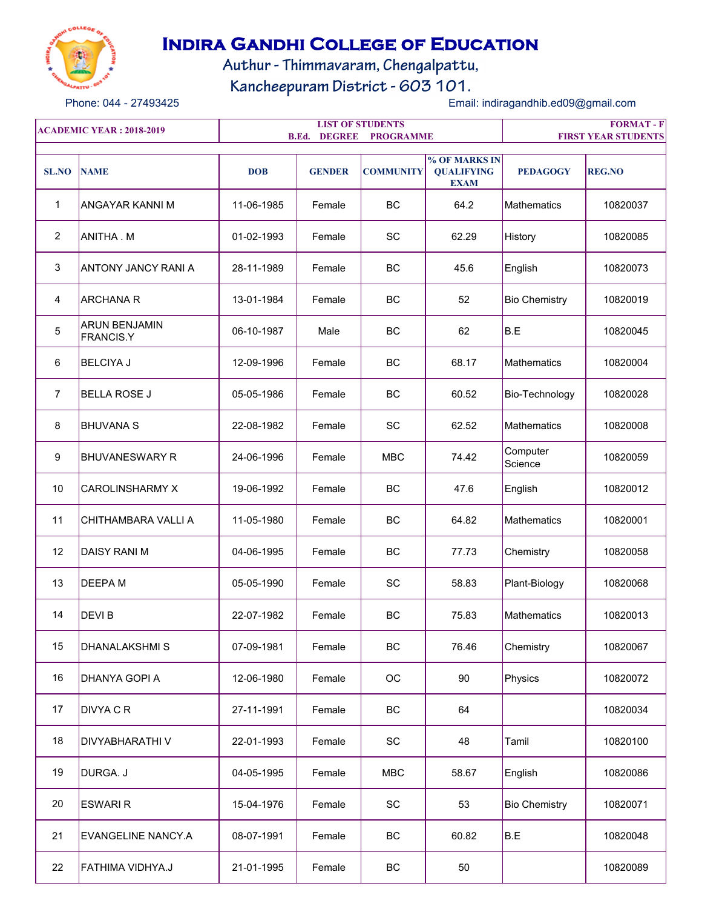# Indira Gandhi College of Education

Authur - Thimmavaram, Chengalpattu,

Kancheepuram District - 603 101.

Phone: 044 - 27493425

Email: indiragandhib.ed09@gmail.com

| ACADEMIC YEAR : 2018-2019 | | LIST OF STUDENTS B.Ed. DEGREE PROGRAMME | | | | FORMAT - F FIRST YEAR STUDENTS | |
|---|---|---|---|---|---|---|---|
| **SL.NO** | **NAME** | **DOB** | **GENDER** | **COMMUNITY** | **% OF MARKS IN QUALIFYING EXAM** | **PEDAGOGY** | **REG.NO** |
| 1 | ANGAYAR KANNI M | 11-06-1985 | Female | BC | 64.2 | Mathematics | 10820037 |
| 2 | ANITHA . M | 01-02-1993 | Female | SC | 62.29 | History | 10820085 |
| 3 | ANTONY JANCY RANI A | 28-11-1989 | Female | BC | 45.6 | English | 10820073 |
| 4 | ARCHANA R | 13-01-1984 | Female | BC | 52 | Bio Chemistry | 10820019 |
| 5 | ARUN BENJAMIN FRANCIS.Y | 06-10-1987 | Male | BC | 62 | B.E | 10820045 |
| 6 | BELCIYA J | 12-09-1996 | Female | BC | 68.17 | Mathematics | 10820004 |
| 7 | BELLA ROSE J | 05-05-1986 | Female | BC | 60.52 | Bio-Technology | 10820028 |
| 8 | BHUVANA S | 22-08-1982 | Female | SC | 62.52 | Mathematics | 10820008 |
| 9 | BHUVANESWARY R | 24-06-1996 | Female | MBC | 74.42 | Computer Science | 10820059 |
| 10 | CAROLINSHARMY X | 19-06-1992 | Female | BC | 47.6 | English | 10820012 |
| 11 | CHITHAMBARA VALLI A | 11-05-1980 | Female | BC | 64.82 | Mathematics | 10820001 |
| 12 | DAISY RANI M | 04-06-1995 | Female | BC | 77.73 | Chemistry | 10820058 |
| 13 | DEEPA M | 05-05-1990 | Female | SC | 58.83 | Plant-Biology | 10820068 |
| 14 | DEVI B | 22-07-1982 | Female | BC | 75.83 | Mathematics | 10820013 |
| 15 | DHANALAKSHMI S | 07-09-1981 | Female | BC | 76.46 | Chemistry | 10820067 |
| 16 | DHANYA GOPI A | 12-06-1980 | Female | OC | 90 | Physics | 10820072 |
| 17 | DIVYA C R | 27-11-1991 | Female | BC | 64 | | 10820034 |
| 18 | DIVYABHARATHI V | 22-01-1993 | Female | SC | 48 | Tamil | 10820100 |
| 19 | DURGA. J | 04-05-1995 | Female | MBC | 58.67 | English | 10820086 |
| 20 | ESWARI R | 15-04-1976 | Female | SC | 53 | Bio Chemistry | 10820071 |
| 21 | EVANGELINE NANCY.A | 08-07-1991 | Female | BC | 60.82 | B.E | 10820048 |
| 22 | FATHIMA VIDHYA.J | 21-01-1995 | Female | BC | 50 | | 10820089 |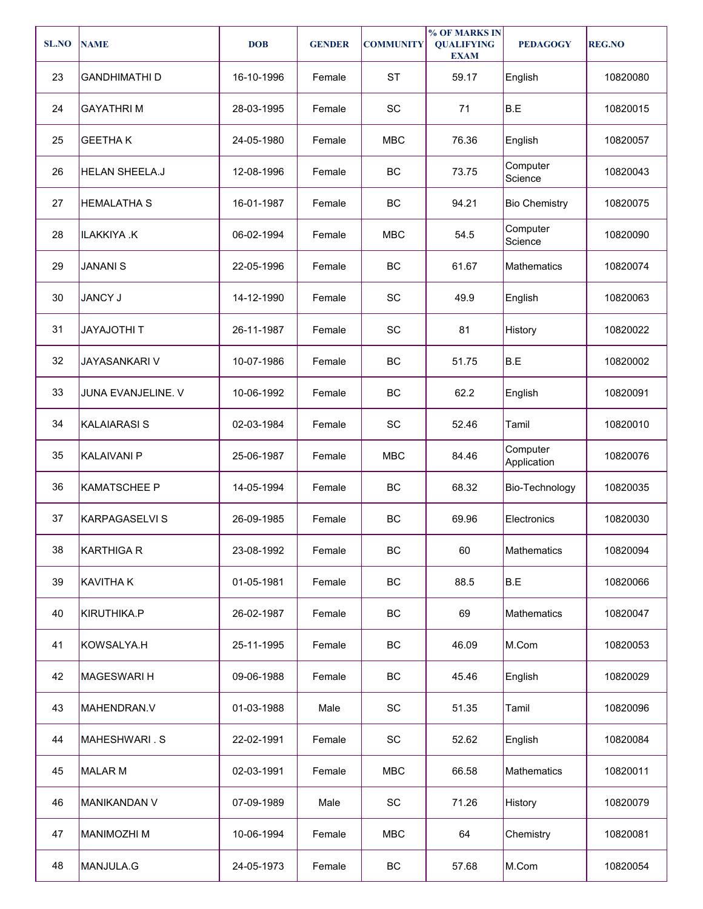| SL.NO | NAME | DOB | GENDER | COMMUNITY | % OF MARKS IN QUALIFYING EXAM | PEDAGOGY | REG.NO |
|---|---|---|---|---|---|---|---|
| 23 | GANDHIMATHI D | 16-10-1996 | Female | ST | 59.17 | English | 10820080 |
| 24 | GAYATHRI M | 28-03-1995 | Female | SC | 71 | B.E | 10820015 |
| 25 | GEETHA K | 24-05-1980 | Female | MBC | 76.36 | English | 10820057 |
| 26 | HELAN SHEELA.J | 12-08-1996 | Female | BC | 73.75 | Computer Science | 10820043 |
| 27 | HEMALATHA S | 16-01-1987 | Female | BC | 94.21 | Bio Chemistry | 10820075 |
| 28 | ILAKKIYA .K | 06-02-1994 | Female | MBC | 54.5 | Computer Science | 10820090 |
| 29 | JANANI S | 22-05-1996 | Female | BC | 61.67 | Mathematics | 10820074 |
| 30 | JANCY J | 14-12-1990 | Female | SC | 49.9 | English | 10820063 |
| 31 | JAYAJOTHI T | 26-11-1987 | Female | SC | 81 | History | 10820022 |
| 32 | JAYASANKARI V | 10-07-1986 | Female | BC | 51.75 | B.E | 10820002 |
| 33 | JUNA EVANJELINE. V | 10-06-1992 | Female | BC | 62.2 | English | 10820091 |
| 34 | KALAIARASI S | 02-03-1984 | Female | SC | 52.46 | Tamil | 10820010 |
| 35 | KALAIVANI P | 25-06-1987 | Female | MBC | 84.46 | Computer Application | 10820076 |
| 36 | KAMATSCHEE P | 14-05-1994 | Female | BC | 68.32 | Bio-Technology | 10820035 |
| 37 | KARPAGASELVI S | 26-09-1985 | Female | BC | 69.96 | Electronics | 10820030 |
| 38 | KARTHIGA R | 23-08-1992 | Female | BC | 60 | Mathematics | 10820094 |
| 39 | KAVITHA K | 01-05-1981 | Female | BC | 88.5 | B.E | 10820066 |
| 40 | KIRUTHIKA.P | 26-02-1987 | Female | BC | 69 | Mathematics | 10820047 |
| 41 | KOWSALYA.H | 25-11-1995 | Female | BC | 46.09 | M.Com | 10820053 |
| 42 | MAGESWARI H | 09-06-1988 | Female | BC | 45.46 | English | 10820029 |
| 43 | MAHENDRAN.V | 01-03-1988 | Male | SC | 51.35 | Tamil | 10820096 |
| 44 | MAHESHWARI . S | 22-02-1991 | Female | SC | 52.62 | English | 10820084 |
| 45 | MALAR M | 02-03-1991 | Female | MBC | 66.58 | Mathematics | 10820011 |
| 46 | MANIKANDAN V | 07-09-1989 | Male | SC | 71.26 | History | 10820079 |
| 47 | MANIMOZHI M | 10-06-1994 | Female | MBC | 64 | Chemistry | 10820081 |
| 48 | MANJULA.G | 24-05-1973 | Female | BC | 57.68 | M.Com | 10820054 |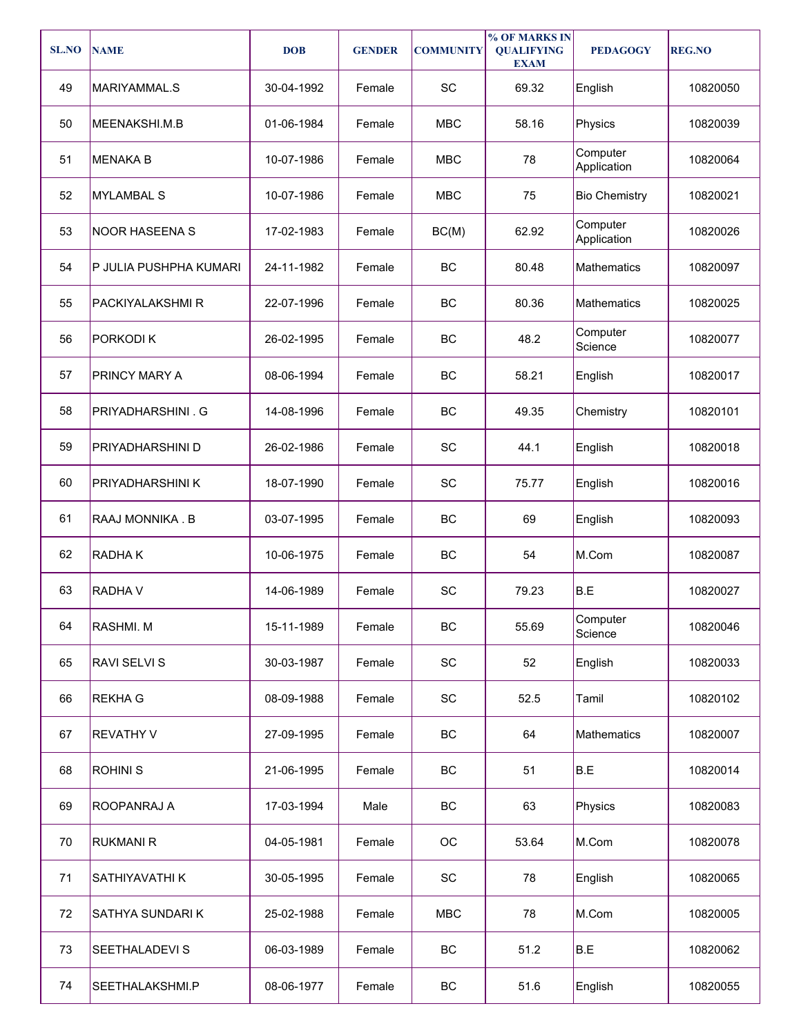| SL.NO | NAME | DOB | GENDER | COMMUNITY | % OF MARKS IN QUALIFYING EXAM | PEDAGOGY | REG.NO |
|---|---|---|---|---|---|---|---|
| 49 | MARIYAMMAL.S | 30-04-1992 | Female | SC | 69.32 | English | 10820050 |
| 50 | MEENAKSHI.M.B | 01-06-1984 | Female | MBC | 58.16 | Physics | 10820039 |
| 51 | MENAKA B | 10-07-1986 | Female | MBC | 78 | Computer Application | 10820064 |
| 52 | MYLAMBAL S | 10-07-1986 | Female | MBC | 75 | Bio Chemistry | 10820021 |
| 53 | NOOR HASEENA S | 17-02-1983 | Female | BC(M) | 62.92 | Computer Application | 10820026 |
| 54 | P JULIA PUSHPHA KUMARI | 24-11-1982 | Female | BC | 80.48 | Mathematics | 10820097 |
| 55 | PACKIYALAKSHMI R | 22-07-1996 | Female | BC | 80.36 | Mathematics | 10820025 |
| 56 | PORKODI K | 26-02-1995 | Female | BC | 48.2 | Computer Science | 10820077 |
| 57 | PRINCY MARY A | 08-06-1994 | Female | BC | 58.21 | English | 10820017 |
| 58 | PRIYADHARSHINI . G | 14-08-1996 | Female | BC | 49.35 | Chemistry | 10820101 |
| 59 | PRIYADHARSHINI D | 26-02-1986 | Female | SC | 44.1 | English | 10820018 |
| 60 | PRIYADHARSHINI K | 18-07-1990 | Female | SC | 75.77 | English | 10820016 |
| 61 | RAAJ MONNIKA . B | 03-07-1995 | Female | BC | 69 | English | 10820093 |
| 62 | RADHA K | 10-06-1975 | Female | BC | 54 | M.Com | 10820087 |
| 63 | RADHA V | 14-06-1989 | Female | SC | 79.23 | B.E | 10820027 |
| 64 | RASHMI. M | 15-11-1989 | Female | BC | 55.69 | Computer Science | 10820046 |
| 65 | RAVI SELVI S | 30-03-1987 | Female | SC | 52 | English | 10820033 |
| 66 | REKHA G | 08-09-1988 | Female | SC | 52.5 | Tamil | 10820102 |
| 67 | REVATHY V | 27-09-1995 | Female | BC | 64 | Mathematics | 10820007 |
| 68 | ROHINI S | 21-06-1995 | Female | BC | 51 | B.E | 10820014 |
| 69 | ROOPANRAJ A | 17-03-1994 | Male | BC | 63 | Physics | 10820083 |
| 70 | RUKMANI R | 04-05-1981 | Female | OC | 53.64 | M.Com | 10820078 |
| 71 | SATHIYAVATHI K | 30-05-1995 | Female | SC | 78 | English | 10820065 |
| 72 | SATHYA SUNDARI K | 25-02-1988 | Female | MBC | 78 | M.Com | 10820005 |
| 73 | SEETHALADEVI S | 06-03-1989 | Female | BC | 51.2 | B.E | 10820062 |
| 74 | SEETHALAKSHMI.P | 08-06-1977 | Female | BC | 51.6 | English | 10820055 |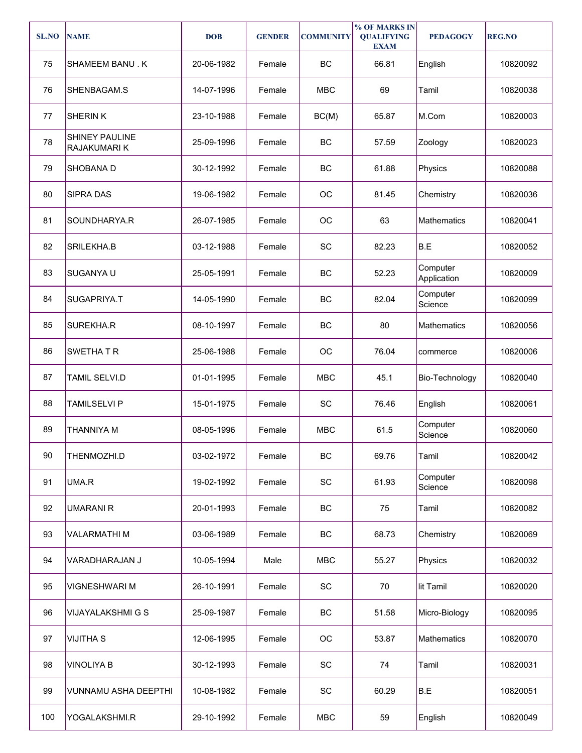| SL.NO | NAME | DOB | GENDER | COMMUNITY | % OF MARKS IN QUALIFYING EXAM | PEDAGOGY | REG.NO |
|---|---|---|---|---|---|---|---|
| 75 | SHAMEEM BANU . K | 20-06-1982 | Female | BC | 66.81 | English | 10820092 |
| 76 | SHENBAGAM.S | 14-07-1996 | Female | MBC | 69 | Tamil | 10820038 |
| 77 | SHERIN K | 23-10-1988 | Female | BC(M) | 65.87 | M.Com | 10820003 |
| 78 | SHINEY PAULINE RAJAKUMARI K | 25-09-1996 | Female | BC | 57.59 | Zoology | 10820023 |
| 79 | SHOBANA D | 30-12-1992 | Female | BC | 61.88 | Physics | 10820088 |
| 80 | SIPRA DAS | 19-06-1982 | Female | OC | 81.45 | Chemistry | 10820036 |
| 81 | SOUNDHARYA.R | 26-07-1985 | Female | OC | 63 | Mathematics | 10820041 |
| 82 | SRILEKHA.B | 03-12-1988 | Female | SC | 82.23 | B.E | 10820052 |
| 83 | SUGANYA U | 25-05-1991 | Female | BC | 52.23 | Computer Application | 10820009 |
| 84 | SUGAPRIYA.T | 14-05-1990 | Female | BC | 82.04 | Computer Science | 10820099 |
| 85 | SUREKHA.R | 08-10-1997 | Female | BC | 80 | Mathematics | 10820056 |
| 86 | SWETHA T R | 25-06-1988 | Female | OC | 76.04 | commerce | 10820006 |
| 87 | TAMIL SELVI.D | 01-01-1995 | Female | MBC | 45.1 | Bio-Technology | 10820040 |
| 88 | TAMILSELVI P | 15-01-1975 | Female | SC | 76.46 | English | 10820061 |
| 89 | THANNIYA M | 08-05-1996 | Female | MBC | 61.5 | Computer Science | 10820060 |
| 90 | THENMOZHI.D | 03-02-1972 | Female | BC | 69.76 | Tamil | 10820042 |
| 91 | UMA.R | 19-02-1992 | Female | SC | 61.93 | Computer Science | 10820098 |
| 92 | UMARANI R | 20-01-1993 | Female | BC | 75 | Tamil | 10820082 |
| 93 | VALARMATHI M | 03-06-1989 | Female | BC | 68.73 | Chemistry | 10820069 |
| 94 | VARADHARAJAN J | 10-05-1994 | Male | MBC | 55.27 | Physics | 10820032 |
| 95 | VIGNESHWARI M | 26-10-1991 | Female | SC | 70 | lit Tamil | 10820020 |
| 96 | VIJAYALAKSHMI G S | 25-09-1987 | Female | BC | 51.58 | Micro-Biology | 10820095 |
| 97 | VIJITHA S | 12-06-1995 | Female | OC | 53.87 | Mathematics | 10820070 |
| 98 | VINOLIYA B | 30-12-1993 | Female | SC | 74 | Tamil | 10820031 |
| 99 | VUNNAMU ASHA DEEPTHI | 10-08-1982 | Female | SC | 60.29 | B.E | 10820051 |
| 100 | YOGALAKSHMI.R | 29-10-1992 | Female | MBC | 59 | English | 10820049 |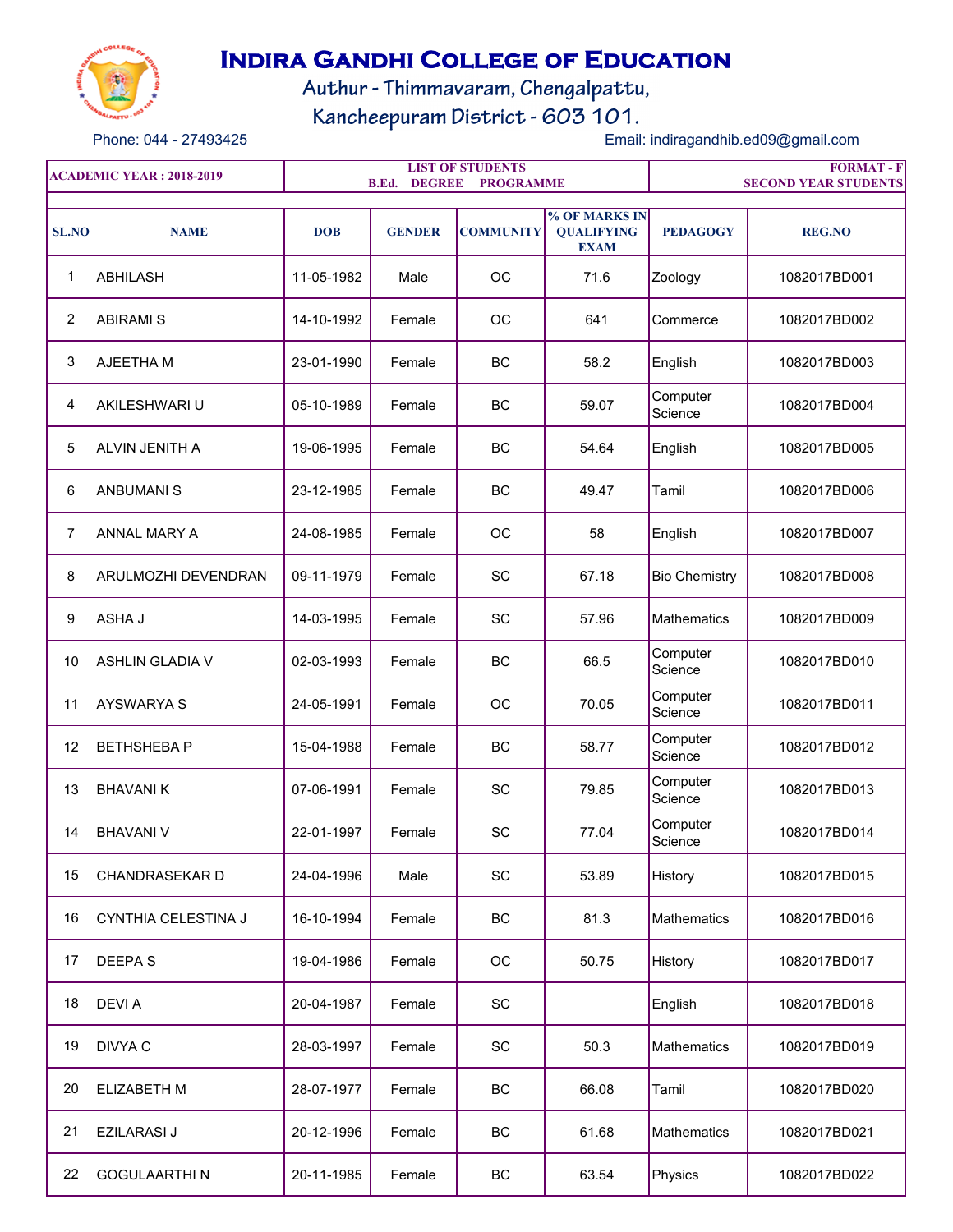# Indira Gandhi College of Education

Authur - Thimmavaram, Chengalpattu,
Kancheepuram District - 603 101.

Phone: 044 - 27493425　　Email: indiragandhib.ed09@gmail.com

| ACADEMIC YEAR : 2018-2019 | LIST OF STUDENTS B.Ed. DEGREE PROGRAMME | FORMAT - F SECOND YEAR STUDENTS |
|---|---|---|

| SL.NO | NAME | DOB | GENDER | COMMUNITY | % OF MARKS IN QUALIFYING EXAM | PEDAGOGY | REG.NO |
|---|---|---|---|---|---|---|---|
| 1 | ABHILASH | 11-05-1982 | Male | OC | 71.6 | Zoology | 1082017BD001 |
| 2 | ABIRAMI S | 14-10-1992 | Female | OC | 641 | Commerce | 1082017BD002 |
| 3 | AJEETHA M | 23-01-1990 | Female | BC | 58.2 | English | 1082017BD003 |
| 4 | AKILESHWARI U | 05-10-1989 | Female | BC | 59.07 | Computer Science | 1082017BD004 |
| 5 | ALVIN JENITH A | 19-06-1995 | Female | BC | 54.64 | English | 1082017BD005 |
| 6 | ANBUMANI S | 23-12-1985 | Female | BC | 49.47 | Tamil | 1082017BD006 |
| 7 | ANNAL MARY A | 24-08-1985 | Female | OC | 58 | English | 1082017BD007 |
| 8 | ARULMOZHI DEVENDRAN | 09-11-1979 | Female | SC | 67.18 | Bio Chemistry | 1082017BD008 |
| 9 | ASHA J | 14-03-1995 | Female | SC | 57.96 | Mathematics | 1082017BD009 |
| 10 | ASHLIN GLADIA V | 02-03-1993 | Female | BC | 66.5 | Computer Science | 1082017BD010 |
| 11 | AYSWARYA S | 24-05-1991 | Female | OC | 70.05 | Computer Science | 1082017BD011 |
| 12 | BETHSHEBA P | 15-04-1988 | Female | BC | 58.77 | Computer Science | 1082017BD012 |
| 13 | BHAVANI K | 07-06-1991 | Female | SC | 79.85 | Computer Science | 1082017BD013 |
| 14 | BHAVANI V | 22-01-1997 | Female | SC | 77.04 | Computer Science | 1082017BD014 |
| 15 | CHANDRASEKAR D | 24-04-1996 | Male | SC | 53.89 | History | 1082017BD015 |
| 16 | CYNTHIA CELESTINA J | 16-10-1994 | Female | BC | 81.3 | Mathematics | 1082017BD016 |
| 17 | DEEPA S | 19-04-1986 | Female | OC | 50.75 | History | 1082017BD017 |
| 18 | DEVI A | 20-04-1987 | Female | SC | | English | 1082017BD018 |
| 19 | DIVYA C | 28-03-1997 | Female | SC | 50.3 | Mathematics | 1082017BD019 |
| 20 | ELIZABETH M | 28-07-1977 | Female | BC | 66.08 | Tamil | 1082017BD020 |
| 21 | EZILARASI J | 20-12-1996 | Female | BC | 61.68 | Mathematics | 1082017BD021 |
| 22 | GOGULAARTHI N | 20-11-1985 | Female | BC | 63.54 | Physics | 1082017BD022 |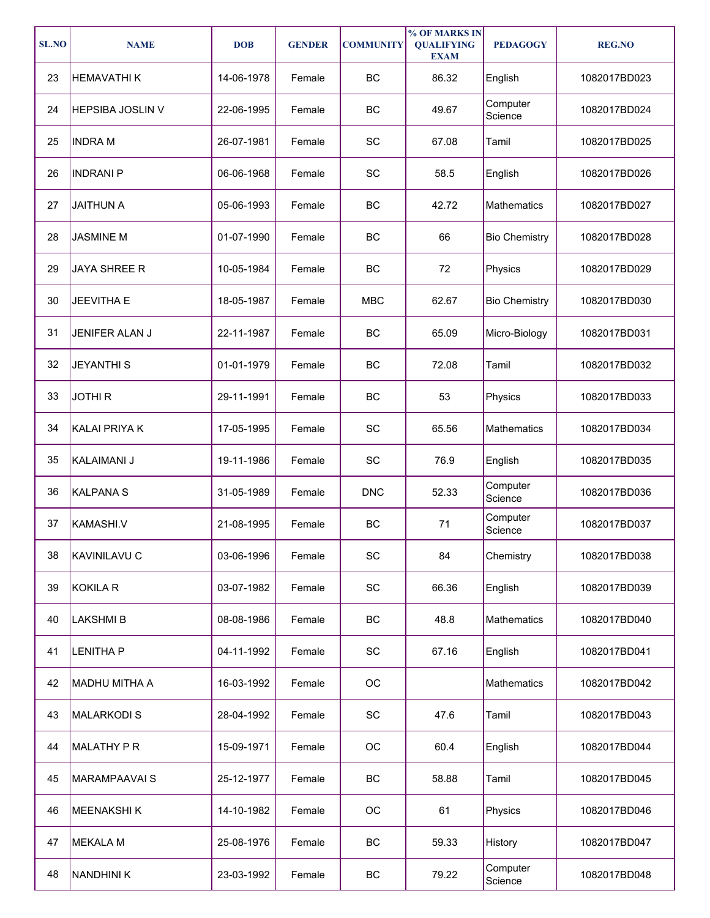| SL.NO | NAME | DOB | GENDER | COMMUNITY | % OF MARKS IN QUALIFYING EXAM | PEDAGOGY | REG.NO |
|---|---|---|---|---|---|---|---|
| 23 | HEMAVATHI K | 14-06-1978 | Female | BC | 86.32 | English | 1082017BD023 |
| 24 | HEPSIBA JOSLIN V | 22-06-1995 | Female | BC | 49.67 | Computer Science | 1082017BD024 |
| 25 | INDRA M | 26-07-1981 | Female | SC | 67.08 | Tamil | 1082017BD025 |
| 26 | INDRANI P | 06-06-1968 | Female | SC | 58.5 | English | 1082017BD026 |
| 27 | JAITHUN A | 05-06-1993 | Female | BC | 42.72 | Mathematics | 1082017BD027 |
| 28 | JASMINE M | 01-07-1990 | Female | BC | 66 | Bio Chemistry | 1082017BD028 |
| 29 | JAYA SHREE R | 10-05-1984 | Female | BC | 72 | Physics | 1082017BD029 |
| 30 | JEEVITHA E | 18-05-1987 | Female | MBC | 62.67 | Bio Chemistry | 1082017BD030 |
| 31 | JENIFER ALAN J | 22-11-1987 | Female | BC | 65.09 | Micro-Biology | 1082017BD031 |
| 32 | JEYANTHI S | 01-01-1979 | Female | BC | 72.08 | Tamil | 1082017BD032 |
| 33 | JOTHI R | 29-11-1991 | Female | BC | 53 | Physics | 1082017BD033 |
| 34 | KALAI PRIYA K | 17-05-1995 | Female | SC | 65.56 | Mathematics | 1082017BD034 |
| 35 | KALAIMANI J | 19-11-1986 | Female | SC | 76.9 | English | 1082017BD035 |
| 36 | KALPANA S | 31-05-1989 | Female | DNC | 52.33 | Computer Science | 1082017BD036 |
| 37 | KAMASHI.V | 21-08-1995 | Female | BC | 71 | Computer Science | 1082017BD037 |
| 38 | KAVINILAVU C | 03-06-1996 | Female | SC | 84 | Chemistry | 1082017BD038 |
| 39 | KOKILA R | 03-07-1982 | Female | SC | 66.36 | English | 1082017BD039 |
| 40 | LAKSHMI B | 08-08-1986 | Female | BC | 48.8 | Mathematics | 1082017BD040 |
| 41 | LENITHA P | 04-11-1992 | Female | SC | 67.16 | English | 1082017BD041 |
| 42 | MADHU MITHA A | 16-03-1992 | Female | OC | | Mathematics | 1082017BD042 |
| 43 | MALARKODI S | 28-04-1992 | Female | SC | 47.6 | Tamil | 1082017BD043 |
| 44 | MALATHY P R | 15-09-1971 | Female | OC | 60.4 | English | 1082017BD044 |
| 45 | MARAMPAAVAI S | 25-12-1977 | Female | BC | 58.88 | Tamil | 1082017BD045 |
| 46 | MEENAKSHI K | 14-10-1982 | Female | OC | 61 | Physics | 1082017BD046 |
| 47 | MEKALA M | 25-08-1976 | Female | BC | 59.33 | History | 1082017BD047 |
| 48 | NANDHINI K | 23-03-1992 | Female | BC | 79.22 | Computer Science | 1082017BD048 |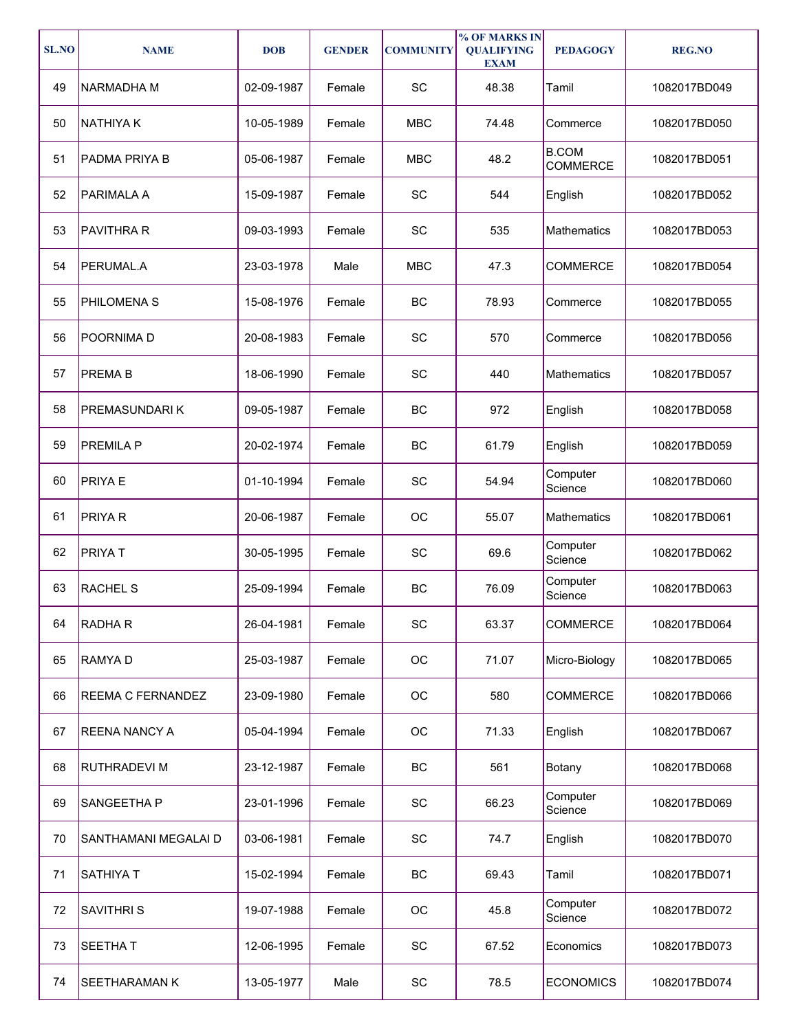| SL.NO | NAME | DOB | GENDER | COMMUNITY | % OF MARKS IN QUALIFYING EXAM | PEDAGOGY | REG.NO |
|---|---|---|---|---|---|---|---|
| 49 | NARMADHA M | 02-09-1987 | Female | SC | 48.38 | Tamil | 1082017BD049 |
| 50 | NATHIYA K | 10-05-1989 | Female | MBC | 74.48 | Commerce | 1082017BD050 |
| 51 | PADMA PRIYA B | 05-06-1987 | Female | MBC | 48.2 | B.COM COMMERCE | 1082017BD051 |
| 52 | PARIMALA A | 15-09-1987 | Female | SC | 544 | English | 1082017BD052 |
| 53 | PAVITHRA R | 09-03-1993 | Female | SC | 535 | Mathematics | 1082017BD053 |
| 54 | PERUMAL.A | 23-03-1978 | Male | MBC | 47.3 | COMMERCE | 1082017BD054 |
| 55 | PHILOMENA S | 15-08-1976 | Female | BC | 78.93 | Commerce | 1082017BD055 |
| 56 | POORNIMA D | 20-08-1983 | Female | SC | 570 | Commerce | 1082017BD056 |
| 57 | PREMA B | 18-06-1990 | Female | SC | 440 | Mathematics | 1082017BD057 |
| 58 | PREMASUNDARI K | 09-05-1987 | Female | BC | 972 | English | 1082017BD058 |
| 59 | PREMILA P | 20-02-1974 | Female | BC | 61.79 | English | 1082017BD059 |
| 60 | PRIYA E | 01-10-1994 | Female | SC | 54.94 | Computer Science | 1082017BD060 |
| 61 | PRIYA R | 20-06-1987 | Female | OC | 55.07 | Mathematics | 1082017BD061 |
| 62 | PRIYA T | 30-05-1995 | Female | SC | 69.6 | Computer Science | 1082017BD062 |
| 63 | RACHEL S | 25-09-1994 | Female | BC | 76.09 | Computer Science | 1082017BD063 |
| 64 | RADHA R | 26-04-1981 | Female | SC | 63.37 | COMMERCE | 1082017BD064 |
| 65 | RAMYA D | 25-03-1987 | Female | OC | 71.07 | Micro-Biology | 1082017BD065 |
| 66 | REEMA C FERNANDEZ | 23-09-1980 | Female | OC | 580 | COMMERCE | 1082017BD066 |
| 67 | REENA NANCY A | 05-04-1994 | Female | OC | 71.33 | English | 1082017BD067 |
| 68 | RUTHRADEVI M | 23-12-1987 | Female | BC | 561 | Botany | 1082017BD068 |
| 69 | SANGEETHA P | 23-01-1996 | Female | SC | 66.23 | Computer Science | 1082017BD069 |
| 70 | SANTHAMANI MEGALAI D | 03-06-1981 | Female | SC | 74.7 | English | 1082017BD070 |
| 71 | SATHIYA T | 15-02-1994 | Female | BC | 69.43 | Tamil | 1082017BD071 |
| 72 | SAVITHRI S | 19-07-1988 | Female | OC | 45.8 | Computer Science | 1082017BD072 |
| 73 | SEETHA T | 12-06-1995 | Female | SC | 67.52 | Economics | 1082017BD073 |
| 74 | SEETHARAMAN K | 13-05-1977 | Male | SC | 78.5 | ECONOMICS | 1082017BD074 |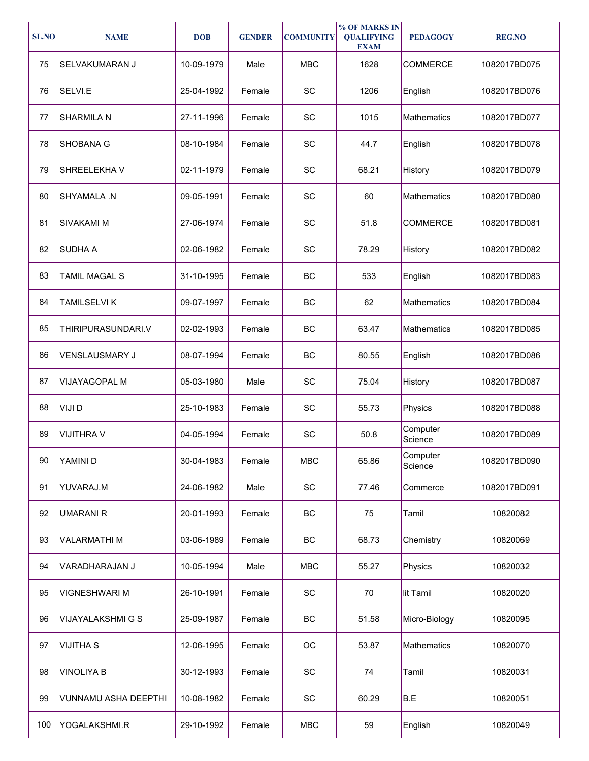| SL.NO | NAME | DOB | GENDER | COMMUNITY | % OF MARKS IN QUALIFYING EXAM | PEDAGOGY | REG.NO |
|---|---|---|---|---|---|---|---|
| 75 | SELVAKUMARAN J | 10-09-1979 | Male | MBC | 1628 | COMMERCE | 1082017BD075 |
| 76 | SELVI.E | 25-04-1992 | Female | SC | 1206 | English | 1082017BD076 |
| 77 | SHARMILA N | 27-11-1996 | Female | SC | 1015 | Mathematics | 1082017BD077 |
| 78 | SHOBANA G | 08-10-1984 | Female | SC | 44.7 | English | 1082017BD078 |
| 79 | SHREELEKHA V | 02-11-1979 | Female | SC | 68.21 | History | 1082017BD079 |
| 80 | SHYAMALA .N | 09-05-1991 | Female | SC | 60 | Mathematics | 1082017BD080 |
| 81 | SIVAKAMI M | 27-06-1974 | Female | SC | 51.8 | COMMERCE | 1082017BD081 |
| 82 | SUDHA A | 02-06-1982 | Female | SC | 78.29 | History | 1082017BD082 |
| 83 | TAMIL MAGAL S | 31-10-1995 | Female | BC | 533 | English | 1082017BD083 |
| 84 | TAMILSELVI K | 09-07-1997 | Female | BC | 62 | Mathematics | 1082017BD084 |
| 85 | THIRIPURASUNDARI.V | 02-02-1993 | Female | BC | 63.47 | Mathematics | 1082017BD085 |
| 86 | VENSLAUSMARY J | 08-07-1994 | Female | BC | 80.55 | English | 1082017BD086 |
| 87 | VIJAYAGOPAL M | 05-03-1980 | Male | SC | 75.04 | History | 1082017BD087 |
| 88 | VIJI D | 25-10-1983 | Female | SC | 55.73 | Physics | 1082017BD088 |
| 89 | VIJITHRA V | 04-05-1994 | Female | SC | 50.8 | Computer Science | 1082017BD089 |
| 90 | YAMINI D | 30-04-1983 | Female | MBC | 65.86 | Computer Science | 1082017BD090 |
| 91 | YUVARAJ.M | 24-06-1982 | Male | SC | 77.46 | Commerce | 1082017BD091 |
| 92 | UMARANI R | 20-01-1993 | Female | BC | 75 | Tamil | 10820082 |
| 93 | VALARMATHI M | 03-06-1989 | Female | BC | 68.73 | Chemistry | 10820069 |
| 94 | VARADHARAJAN J | 10-05-1994 | Male | MBC | 55.27 | Physics | 10820032 |
| 95 | VIGNESHWARI M | 26-10-1991 | Female | SC | 70 | lit Tamil | 10820020 |
| 96 | VIJAYALAKSHMI G S | 25-09-1987 | Female | BC | 51.58 | Micro-Biology | 10820095 |
| 97 | VIJITHA S | 12-06-1995 | Female | OC | 53.87 | Mathematics | 10820070 |
| 98 | VINOLIYA B | 30-12-1993 | Female | SC | 74 | Tamil | 10820031 |
| 99 | VUNNAMU ASHA DEEPTHI | 10-08-1982 | Female | SC | 60.29 | B.E | 10820051 |
| 100 | YOGALAKSHMI.R | 29-10-1992 | Female | MBC | 59 | English | 10820049 |